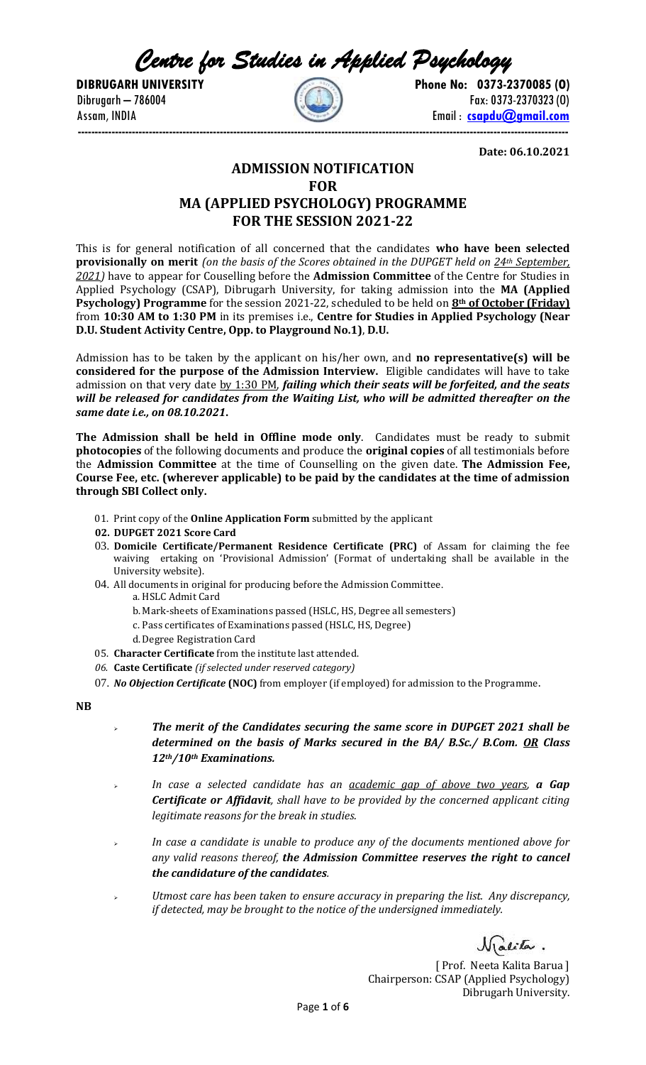# Centre for Studies in Applied Psychology

**DIBRUGARH UNIVERSITY**
Dibrugarh – 786004
Assam, INDIA

**Phone No: 0373-2370085 (O)**
Fax: 0373-2370323 (O)
Email : **csapdu@gmail.com**

---

**Date: 06.10.2021**

## ADMISSION NOTIFICATION
## FOR
## MA (APPLIED PSYCHOLOGY) PROGRAMME
## FOR THE SESSION 2021-22

This is for general notification of all concerned that the candidates **who have been selected provisionally on merit** *(on the basis of the Scores obtained in the DUPGET held on 24th September, 2021)* have to appear for Couselling before the **Admission Committee** of the Centre for Studies in Applied Psychology (CSAP), Dibrugarh University, for taking admission into the **MA (Applied Psychology) Programme** for the session 2021-22, scheduled to be held on **8th of October (Friday)** from **10:30 AM to 1:30 PM** in its premises i.e., **Centre for Studies in Applied Psychology (Near D.U. Student Activity Centre, Opp. to Playground No.1)**, **D.U.**

Admission has to be taken by the applicant on his/her own, and **no representative(s) will be considered for the purpose of the Admission Interview.** Eligible candidates will have to take admission on that very date by 1:30 PM, ***failing which their seats will be forfeited, and the seats will be released for candidates from the Waiting List, who will be admitted thereafter on the same date i.e., on 08.10.2021.***

**The Admission shall be held in Offline mode only**. Candidates must be ready to submit **photocopies** of the following documents and produce the **original copies** of all testimonials before the **Admission Committee** at the time of Counselling on the given date. **The Admission Fee, Course Fee, etc. (wherever applicable) to be paid by the candidates at the time of admission through SBI Collect only.**

01. Print copy of the **Online Application Form** submitted by the applicant
**02. DUPGET 2021 Score Card**
03. **Domicile Certificate/Permanent Residence Certificate (PRC)** of Assam for claiming the fee waiving ertaking on 'Provisional Admission' (Format of undertaking shall be available in the University website).
04. All documents in original for producing before the Admission Committee.
    a. HSLC Admit Card
    b. Mark-sheets of Examinations passed (HSLC, HS, Degree all semesters)
    c. Pass certificates of Examinations passed (HSLC, HS, Degree)
    d. Degree Registration Card
05. **Character Certificate** from the institute last attended.
*06.* **Caste Certificate** *(if selected under reserved category)*
07. ***No Objection Certificate*** **(NOC)** from employer (if employed) for admission to the Programme.

**NB**

- ***The merit of the Candidates securing the same score in DUPGET 2021 shall be determined on the basis of Marks secured in the BA/ B.Sc./ B.Com. OR Class 12th/10th Examinations.***
- *In case a selected candidate has an academic gap of above two years, **a Gap Certificate or Affidavit**, shall have to be provided by the concerned applicant citing legitimate reasons for the break in studies.*
- *In case a candidate is unable to produce any of the documents mentioned above for any valid reasons thereof, **the Admission Committee reserves the right to cancel the candidature of the candidates**.*
- *Utmost care has been taken to ensure accuracy in preparing the list. Any discrepancy, if detected, may be brought to the notice of the undersigned immediately.*

[ Prof. Neeta Kalita Barua ]
Chairperson: CSAP (Applied Psychology)
Dibrugarh University.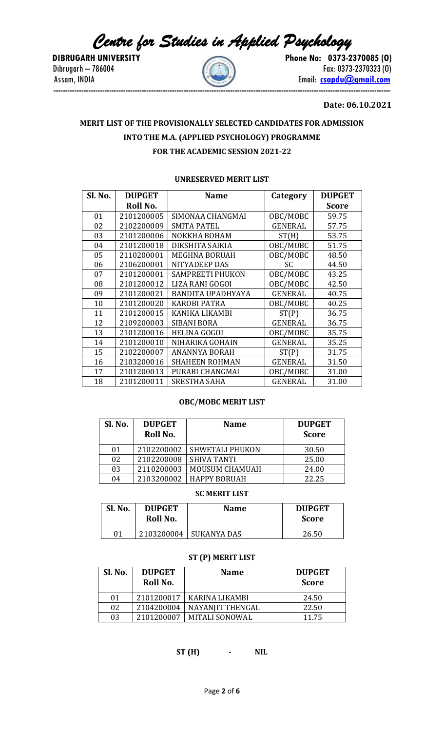# Centre for Studies in Applied Psychology

**DIBRUGARH UNIVERSITY**
Dibrugarh – 786004
Assam, INDIA

**Phone No: 0373-2370085 (O)**
Fax: 0373-2370323 (O)
Email: **csapdu@gmail.com**

---

**Date: 06.10.2021**

## MERIT LIST OF THE PROVISIONALLY SELECTED CANDIDATES FOR ADMISSION INTO THE M.A. (APPLIED PSYCHOLOGY) PROGRAMME FOR THE ACADEMIC SESSION 2021-22

### UNRESERVED MERIT LIST

| Sl. No. | DUPGET Roll No. | Name | Category | DUPGET Score |
|---|---|---|---|---|
| 01 | 2101200005 | SIMONAA CHANGMAI | OBC/MOBC | 59.75 |
| 02 | 2102200009 | SMITA PATEL | GENERAL | 57.75 |
| 03 | 2101200006 | NOKKHA BOHAM | ST(H) | 53.75 |
| 04 | 2101200018 | DIKSHITA SAIKIA | OBC/MOBC | 51.75 |
| 05 | 2110200001 | MEGHNA BORUAH | OBC/MOBC | 48.50 |
| 06 | 2106200001 | NITYADEEP DAS | SC | 44.50 |
| 07 | 2101200001 | SAMPREETI PHUKON | OBC/MOBC | 43.25 |
| 08 | 2101200012 | LIZA RANI GOGOI | OBC/MOBC | 42.50 |
| 09 | 2101200021 | BANDITA UPADHYAYA | GENERAL | 40.75 |
| 10 | 2101200020 | KAROBI PATRA | OBC/MOBC | 40.25 |
| 11 | 2101200015 | KANIKA LIKAMBI | ST(P) | 36.75 |
| 12 | 2109200003 | SIBANI BORA | GENERAL | 36.75 |
| 13 | 2101200016 | HELINA GOGOI | OBC/MOBC | 35.75 |
| 14 | 2101200010 | NIHARIKA GOHAIN | GENERAL | 35.25 |
| 15 | 2102200007 | ANANNYA BORAH | ST(P) | 31.75 |
| 16 | 2103200016 | SHAHEEN ROHMAN | GENERAL | 31.50 |
| 17 | 2101200013 | PURABI CHANGMAI | OBC/MOBC | 31.00 |
| 18 | 2101200011 | SRESTHA SAHA | GENERAL | 31.00 |

### OBC/MOBC MERIT LIST

| Sl. No. | DUPGET Roll No. | Name | DUPGET Score |
|---|---|---|---|
| 01 | 2102200002 | SHWETALI PHUKON | 30.50 |
| 02 | 2102200008 | SHIVA TANTI | 25.00 |
| 03 | 2110200003 | MOUSUM CHAMUAH | 24.00 |
| 04 | 2103200002 | HAPPY BORUAH | 22.25 |

### SC MERIT LIST

| Sl. No. | DUPGET Roll No. | Name | DUPGET Score |
|---|---|---|---|
| 01 | 2103200004 | SUKANYA DAS | 26.50 |

### ST (P) MERIT LIST

| Sl. No. | DUPGET Roll No. | Name | DUPGET Score |
|---|---|---|---|
| 01 | 2101200017 | KARINA LIKAMBI | 24.50 |
| 02 | 2104200004 | NAYANJIT THENGAL | 22.50 |
| 03 | 2101200007 | MITALI SONOWAL | 11.75 |

**ST (H) - NIL**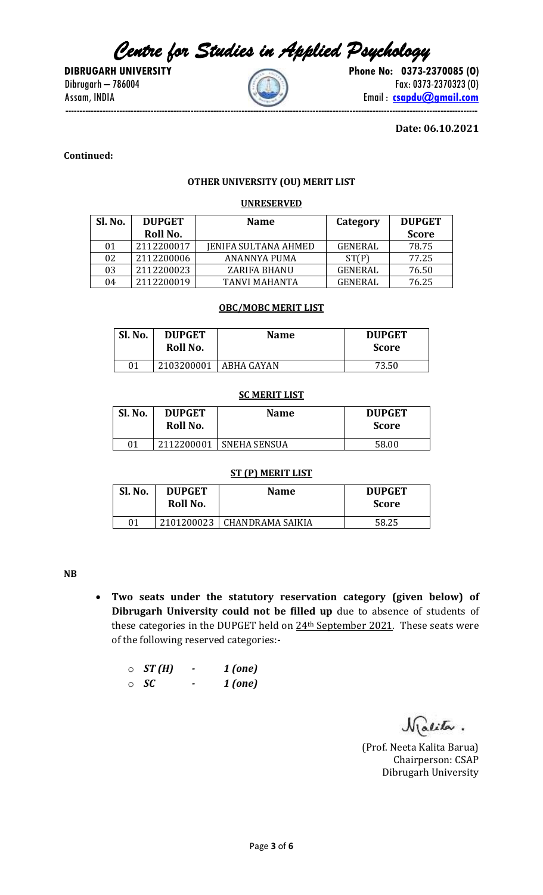# Centre for Studies in Applied Psychology

**DIBRUGARH UNIVERSITY**
Dibrugarh – 786004
Assam, INDIA

**Phone No: 0373-2370085 (O)**
Fax: 0373-2370323 (O)
Email : **csapdu@gmail.com**

---

**Date: 06.10.2021**

**Continued:**

**OTHER UNIVERSITY (OU) MERIT LIST**

**UNRESERVED**

| Sl. No. | DUPGET Roll No. | Name | Category | DUPGET Score |
|---|---|---|---|---|
| 01 | 2112200017 | JENIFA SULTANA AHMED | GENERAL | 78.75 |
| 02 | 2112200006 | ANANNYA PUMA | ST(P) | 77.25 |
| 03 | 2112200023 | ZARIFA BHANU | GENERAL | 76.50 |
| 04 | 2112200019 | TANVI MAHANTA | GENERAL | 76.25 |

**OBC/MOBC MERIT LIST**

| Sl. No. | DUPGET Roll No. | Name | DUPGET Score |
|---|---|---|---|
| 01 | 2103200001 | ABHA GAYAN | 73.50 |

**SC MERIT LIST**

| Sl. No. | DUPGET Roll No. | Name | DUPGET Score |
|---|---|---|---|
| 01 | 2112200001 | SNEHA SENSUA | 58.00 |

**ST (P) MERIT LIST**

| Sl. No. | DUPGET Roll No. | Name | DUPGET Score |
|---|---|---|---|
| 01 | 2101200023 | CHANDRAMA SAIKIA | 58.25 |

**NB**

- **Two seats under the statutory reservation category (given below) of Dibrugarh University could not be filled up** due to absence of students of these categories in the DUPGET held on 24th September 2021. These seats were of the following reserved categories:-
  - ***ST (H) - 1 (one)***
  - ***SC - 1 (one)***

(Prof. Neeta Kalita Barua)
Chairperson: CSAP
Dibrugarh University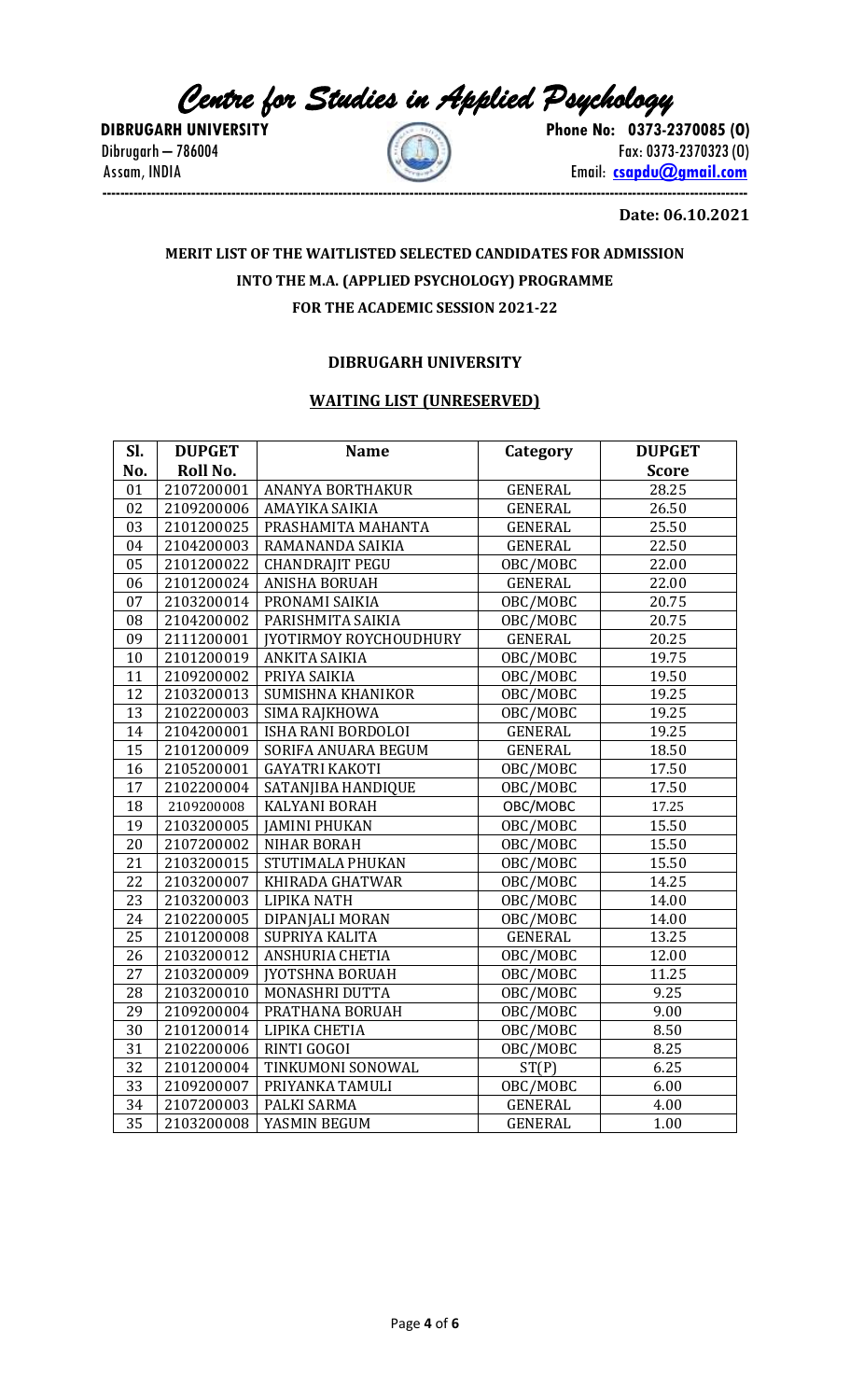# *Centre for Studies in Applied Psychology*

**DIBRUGARH UNIVERSITY**
Dibrugarh – 786004
Assam, INDIA

**Phone No: 0373-2370085 (O)**
Fax: 0373-2370323 (O)
Email: **csapdu@gmail.com**

**Date: 06.10.2021**

## MERIT LIST OF THE WAITLISTED SELECTED CANDIDATES FOR ADMISSION INTO THE M.A. (APPLIED PSYCHOLOGY) PROGRAMME FOR THE ACADEMIC SESSION 2021-22

### DIBRUGARH UNIVERSITY

### WAITING LIST (UNRESERVED)

| Sl. No. | DUPGET Roll No. | Name | Category | DUPGET Score |
|---|---|---|---|---|
| 01 | 2107200001 | ANANYA BORTHAKUR | GENERAL | 28.25 |
| 02 | 2109200006 | AMAYIKA SAIKIA | GENERAL | 26.50 |
| 03 | 2101200025 | PRASHAMITA MAHANTA | GENERAL | 25.50 |
| 04 | 2104200003 | RAMANANDA SAIKIA | GENERAL | 22.50 |
| 05 | 2101200022 | CHANDRAJIT PEGU | OBC/MOBC | 22.00 |
| 06 | 2101200024 | ANISHA BORUAH | GENERAL | 22.00 |
| 07 | 2103200014 | PRONAMI SAIKIA | OBC/MOBC | 20.75 |
| 08 | 2104200002 | PARISHMITA SAIKIA | OBC/MOBC | 20.75 |
| 09 | 2111200001 | JYOTIRMOY ROYCHOUDHURY | GENERAL | 20.25 |
| 10 | 2101200019 | ANKITA SAIKIA | OBC/MOBC | 19.75 |
| 11 | 2109200002 | PRIYA SAIKIA | OBC/MOBC | 19.50 |
| 12 | 2103200013 | SUMISHNA KHANIKOR | OBC/MOBC | 19.25 |
| 13 | 2102200003 | SIMA RAJKHOWA | OBC/MOBC | 19.25 |
| 14 | 2104200001 | ISHA RANI BORDOLOI | GENERAL | 19.25 |
| 15 | 2101200009 | SORIFA ANUARA BEGUM | GENERAL | 18.50 |
| 16 | 2105200001 | GAYATRI KAKOTI | OBC/MOBC | 17.50 |
| 17 | 2102200004 | SATANJIBA HANDIQUE | OBC/MOBC | 17.50 |
| 18 | 2109200008 | KALYANI BORAH | OBC/MOBC | 17.25 |
| 19 | 2103200005 | JAMINI PHUKAN | OBC/MOBC | 15.50 |
| 20 | 2107200002 | NIHAR BORAH | OBC/MOBC | 15.50 |
| 21 | 2103200015 | STUTIMALA PHUKAN | OBC/MOBC | 15.50 |
| 22 | 2103200007 | KHIRADA GHATWAR | OBC/MOBC | 14.25 |
| 23 | 2103200003 | LIPIKA NATH | OBC/MOBC | 14.00 |
| 24 | 2102200005 | DIPANJALI MORAN | OBC/MOBC | 14.00 |
| 25 | 2101200008 | SUPRIYA KALITA | GENERAL | 13.25 |
| 26 | 2103200012 | ANSHURIA CHETIA | OBC/MOBC | 12.00 |
| 27 | 2103200009 | JYOTSHNA BORUAH | OBC/MOBC | 11.25 |
| 28 | 2103200010 | MONASHRI DUTTA | OBC/MOBC | 9.25 |
| 29 | 2109200004 | PRATHANA BORUAH | OBC/MOBC | 9.00 |
| 30 | 2101200014 | LIPIKA CHETIA | OBC/MOBC | 8.50 |
| 31 | 2102200006 | RINTI GOGOI | OBC/MOBC | 8.25 |
| 32 | 2101200004 | TINKUMONI SONOWAL | ST(P) | 6.25 |
| 33 | 2109200007 | PRIYANKA TAMULI | OBC/MOBC | 6.00 |
| 34 | 2107200003 | PALKI SARMA | GENERAL | 4.00 |
| 35 | 2103200008 | YASMIN BEGUM | GENERAL | 1.00 |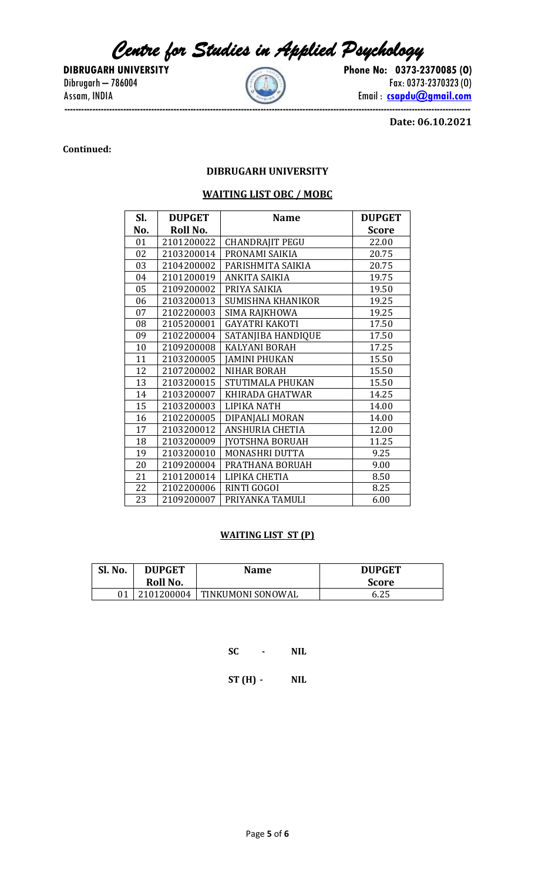# Centre for Studies in Applied Psychology

**DIBRUGARH UNIVERSITY**
Dibrugarh – 786004
Assam, INDIA

**Phone No: 0373-2370085 (O)**
Fax: 0373-2370323 (O)
Email : **csapdu@gmail.com**

---

**Date: 06.10.2021**

**Continued:**

## DIBRUGARH UNIVERSITY

### WAITING LIST OBC / MOBC

| Sl. No. | DUPGET Roll No. | Name | DUPGET Score |
|---|---|---|---|
| 01 | 2101200022 | CHANDRAJIT PEGU | 22.00 |
| 02 | 2103200014 | PRONAMI SAIKIA | 20.75 |
| 03 | 2104200002 | PARISHMITA SAIKIA | 20.75 |
| 04 | 2101200019 | ANKITA SAIKIA | 19.75 |
| 05 | 2109200002 | PRIYA SAIKIA | 19.50 |
| 06 | 2103200013 | SUMISHNA KHANIKOR | 19.25 |
| 07 | 2102200003 | SIMA RAJKHOWA | 19.25 |
| 08 | 2105200001 | GAYATRI KAKOTI | 17.50 |
| 09 | 2102200004 | SATANJIBA HANDIQUE | 17.50 |
| 10 | 2109200008 | KALYANI BORAH | 17.25 |
| 11 | 2103200005 | JAMINI PHUKAN | 15.50 |
| 12 | 2107200002 | NIHAR BORAH | 15.50 |
| 13 | 2103200015 | STUTIMALA PHUKAN | 15.50 |
| 14 | 2103200007 | KHIRADA GHATWAR | 14.25 |
| 15 | 2103200003 | LIPIKA NATH | 14.00 |
| 16 | 2102200005 | DIPANJALI MORAN | 14.00 |
| 17 | 2103200012 | ANSHURIA CHETIA | 12.00 |
| 18 | 2103200009 | JYOTSHNA BORUAH | 11.25 |
| 19 | 2103200010 | MONASHRI DUTTA | 9.25 |
| 20 | 2109200004 | PRATHANA BORUAH | 9.00 |
| 21 | 2101200014 | LIPIKA CHETIA | 8.50 |
| 22 | 2102200006 | RINTI GOGOI | 8.25 |
| 23 | 2109200007 | PRIYANKA TAMULI | 6.00 |

### WAITING LIST ST (P)

| Sl. No. | DUPGET Roll No. | Name | DUPGET Score |
|---|---|---|---|
| 01 | 2101200004 | TINKUMONI SONOWAL | 6.25 |

**SC - NIL**

**ST (H) - NIL**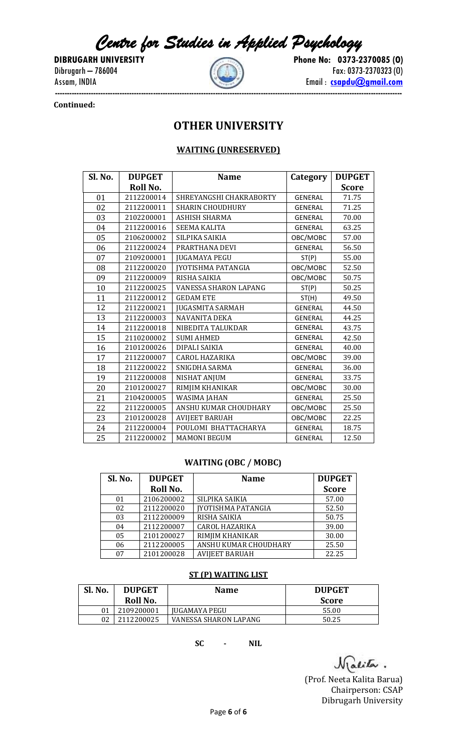# Centre for Studies in Applied Psychology

**DIBRUGARH UNIVERSITY**
Dibrugarh – 786004
Assam, INDIA

**Phone No: 0373-2370085 (O)**
Fax: 0373-2370323 (O)
Email : **csapdu@gmail.com**

**Continued:**

## OTHER UNIVERSITY

### WAITING (UNRESERVED)

| Sl. No. | DUPGET Roll No. | Name | Category | DUPGET Score |
|---|---|---|---|---|
| 01 | 2112200014 | SHREYANGSHI CHAKRABORTY | GENERAL | 71.75 |
| 02 | 2112200011 | SHARIN CHOUDHURY | GENERAL | 71.25 |
| 03 | 2102200001 | ASHISH SHARMA | GENERAL | 70.00 |
| 04 | 2112200016 | SEEMA KALITA | GENERAL | 63.25 |
| 05 | 2106200002 | SILPIKA SAIKIA | OBC/MOBC | 57.00 |
| 06 | 2112200024 | PRARTHANA DEVI | GENERAL | 56.50 |
| 07 | 2109200001 | JUGAMAYA PEGU | ST(P) | 55.00 |
| 08 | 2112200020 | JYOTISHMA PATANGIA | OBC/MOBC | 52.50 |
| 09 | 2112200009 | RISHA SAIKIA | OBC/MOBC | 50.75 |
| 10 | 2112200025 | VANESSA SHARON LAPANG | ST(P) | 50.25 |
| 11 | 2112200012 | GEDAM ETE | ST(H) | 49.50 |
| 12 | 2112200021 | JUGASMITA SARMAH | GENERAL | 44.50 |
| 13 | 2112200003 | NAVANITA DEKA | GENERAL | 44.25 |
| 14 | 2112200018 | NIBEDITA TALUKDAR | GENERAL | 43.75 |
| 15 | 2110200002 | SUMI AHMED | GENERAL | 42.50 |
| 16 | 2101200026 | DIPALI SAIKIA | GENERAL | 40.00 |
| 17 | 2112200007 | CAROL HAZARIKA | OBC/MOBC | 39.00 |
| 18 | 2112200022 | SNIGDHA SARMA | GENERAL | 36.00 |
| 19 | 2112200008 | NISHAT ANJUM | GENERAL | 33.75 |
| 20 | 2101200027 | RIMJIM KHANIKAR | OBC/MOBC | 30.00 |
| 21 | 2104200005 | WASIMA JAHAN | GENERAL | 25.50 |
| 22 | 2112200005 | ANSHU KUMAR CHOUDHARY | OBC/MOBC | 25.50 |
| 23 | 2101200028 | AVIJEET BARUAH | OBC/MOBC | 22.25 |
| 24 | 2112200004 | POULOMI BHATTACHARYA | GENERAL | 18.75 |
| 25 | 2112200002 | MAMONI BEGUM | GENERAL | 12.50 |

### WAITING (OBC / MOBC)

| Sl. No. | DUPGET Roll No. | Name | DUPGET Score |
|---|---|---|---|
| 01 | 2106200002 | SILPIKA SAIKIA | 57.00 |
| 02 | 2112200020 | JYOTISHMA PATANGIA | 52.50 |
| 03 | 2112200009 | RISHA SAIKIA | 50.75 |
| 04 | 2112200007 | CAROL HAZARIKA | 39.00 |
| 05 | 2101200027 | RIMJIM KHANIKAR | 30.00 |
| 06 | 2112200005 | ANSHU KUMAR CHOUDHARY | 25.50 |
| 07 | 2101200028 | AVIJEET BARUAH | 22.25 |

### ST (P) WAITING LIST

| Sl. No. | DUPGET Roll No. | Name | DUPGET Score |
|---|---|---|---|
| 01 | 2109200001 | JUGAMAYA PEGU | 55.00 |
| 02 | 2112200025 | VANESSA SHARON LAPANG | 50.25 |

**SC - NIL**

(Prof. Neeta Kalita Barua)
Chairperson: CSAP
Dibrugarh University